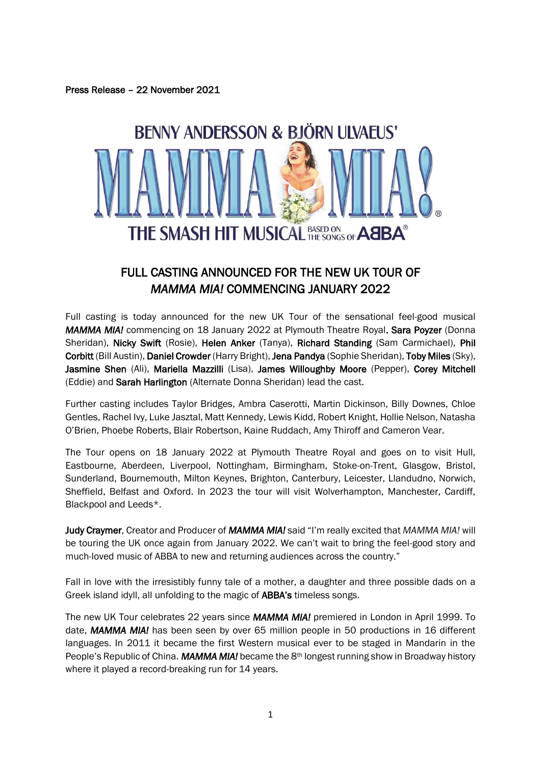Press Release – 22 November 2021

BENNY ANDERSSON & BJÖRN ULVAEUS'

# MAMMA MIA!®

THE SMASH HIT MUSICAL BASED ON THE SONGS OF ABBA®

## FULL CASTING ANNOUNCED FOR THE NEW UK TOUR OF *MAMMA MIA!* COMMENCING JANUARY 2022

Full casting is today announced for the new UK Tour of the sensational feel-good musical ***MAMMA MIA!*** commencing on 18 January 2022 at Plymouth Theatre Royal. **Sara Poyzer** (Donna Sheridan), **Nicky Swift** (Rosie), **Helen Anker** (Tanya), **Richard Standing** (Sam Carmichael), **Phil Corbitt** (Bill Austin), **Daniel Crowder** (Harry Bright), **Jena Pandya** (Sophie Sheridan), **Toby Miles** (Sky), **Jasmine Shen** (Ali), **Mariella Mazzilli** (Lisa), **James Willoughby Moore** (Pepper), **Corey Mitchell** (Eddie) and **Sarah Harlington** (Alternate Donna Sheridan) lead the cast.

Further casting includes Taylor Bridges, Ambra Caserotti, Martin Dickinson, Billy Downes, Chloe Gentles, Rachel Ivy, Luke Jasztal, Matt Kennedy, Lewis Kidd, Robert Knight, Hollie Nelson, Natasha O'Brien, Phoebe Roberts, Blair Robertson, Kaine Ruddach, Amy Thiroff and Cameron Vear.

The Tour opens on 18 January 2022 at Plymouth Theatre Royal and goes on to visit Hull, Eastbourne, Aberdeen, Liverpool, Nottingham, Birmingham, Stoke-on-Trent, Glasgow, Bristol, Sunderland, Bournemouth, Milton Keynes, Brighton, Canterbury, Leicester, Llandudno, Norwich, Sheffield, Belfast and Oxford. In 2023 the tour will visit Wolverhampton, Manchester, Cardiff, Blackpool and Leeds*.

**Judy Craymer**, Creator and Producer of ***MAMMA MIA!*** said "I'm really excited that *MAMMA MIA!* will be touring the UK once again from January 2022. We can't wait to bring the feel-good story and much-loved music of ABBA to new and returning audiences across the country."

Fall in love with the irresistibly funny tale of a mother, a daughter and three possible dads on a Greek island idyll, all unfolding to the magic of **ABBA's** timeless songs.

The new UK Tour celebrates 22 years since ***MAMMA MIA!*** premiered in London in April 1999. To date, ***MAMMA MIA!*** has been seen by over 65 million people in 50 productions in 16 different languages. In 2011 it became the first Western musical ever to be staged in Mandarin in the People's Republic of China. ***MAMMA MIA!*** became the 8th longest running show in Broadway history where it played a record-breaking run for 14 years.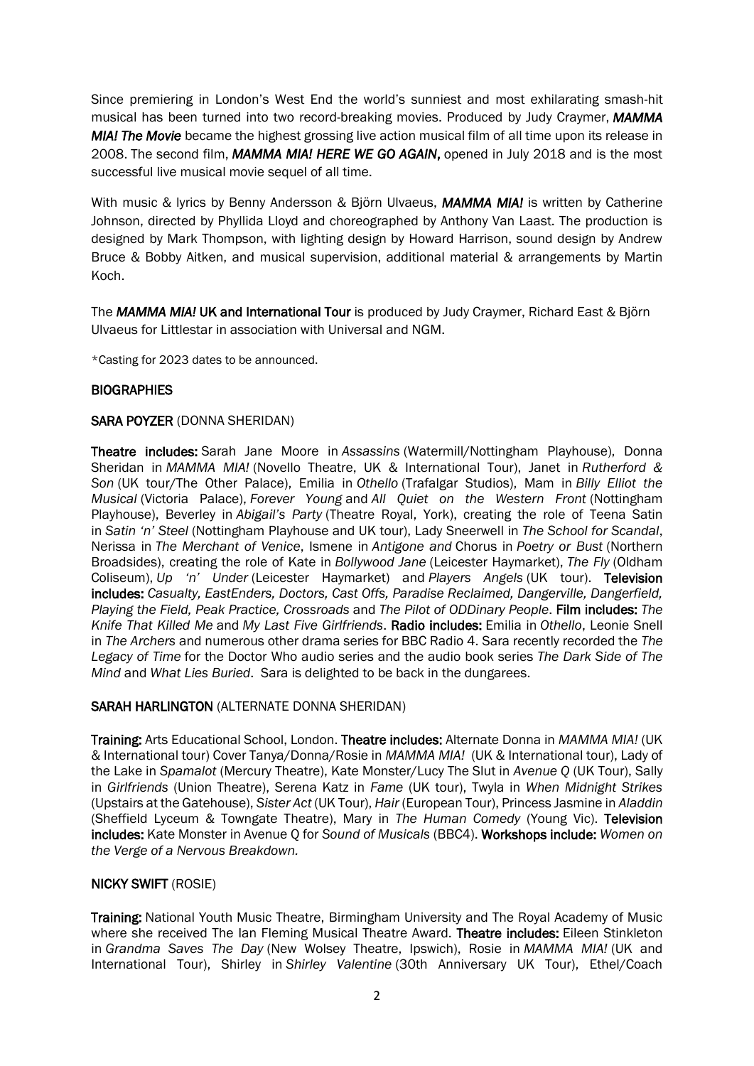Since premiering in London's West End the world's sunniest and most exhilarating smash-hit musical has been turned into two record-breaking movies. Produced by Judy Craymer, ***MAMMA MIA! The Movie*** became the highest grossing live action musical film of all time upon its release in 2008. The second film, ***MAMMA MIA! HERE WE GO AGAIN***, opened in July 2018 and is the most successful live musical movie sequel of all time.

With music & lyrics by Benny Andersson & Björn Ulvaeus, ***MAMMA MIA!*** is written by Catherine Johnson, directed by Phyllida Lloyd and choreographed by Anthony Van Laast. The production is designed by Mark Thompson, with lighting design by Howard Harrison, sound design by Andrew Bruce & Bobby Aitken, and musical supervision, additional material & arrangements by Martin Koch.

The ***MAMMA MIA!* UK and International Tour** is produced by Judy Craymer, Richard East & Björn Ulvaeus for Littlestar in association with Universal and NGM.

*Casting for 2023 dates to be announced.

## BIOGRAPHIES

### SARA POYZER (DONNA SHERIDAN)

**Theatre includes:** Sarah Jane Moore in *Assassins* (Watermill/Nottingham Playhouse), Donna Sheridan in *MAMMA MIA!* (Novello Theatre, UK & International Tour), Janet in *Rutherford & Son* (UK tour/The Other Palace), Emilia in *Othello* (Trafalgar Studios), Mam in *Billy Elliot the Musical* (Victoria Palace), *Forever Young* and *All Quiet on the Western Front* (Nottingham Playhouse), Beverley in *Abigail's Party* (Theatre Royal, York), creating the role of Teena Satin in *Satin 'n' Steel* (Nottingham Playhouse and UK tour), Lady Sneerwell in *The School for Scandal*, Nerissa in *The Merchant of Venice*, Ismene in *Antigone and* Chorus in *Poetry or Bust* (Northern Broadsides), creating the role of Kate in *Bollywood Jane* (Leicester Haymarket), *The Fly* (Oldham Coliseum), *Up 'n' Under* (Leicester Haymarket) and *Players Angels* (UK tour). **Television includes:** *Casualty, EastEnders, Doctors, Cast Offs, Paradise Reclaimed, Dangerville, Dangerfield, Playing the Field, Peak Practice, Crossroads* and *The Pilot of ODDinary People*. **Film includes:** *The Knife That Killed Me* and *My Last Five Girlfriends*. **Radio includes:** Emilia in *Othello*, Leonie Snell in *The Archers* and numerous other drama series for BBC Radio 4. Sara recently recorded the *The Legacy of Time* for the Doctor Who audio series and the audio book series *The Dark Side of The Mind* and *What Lies Buried*. Sara is delighted to be back in the dungarees.

### SARAH HARLINGTON (ALTERNATE DONNA SHERIDAN)

**Training:** Arts Educational School, London. **Theatre includes:** Alternate Donna in *MAMMA MIA!* (UK & International tour) Cover Tanya/Donna/Rosie in *MAMMA MIA!* (UK & International tour), Lady of the Lake in *Spamalot* (Mercury Theatre), Kate Monster/Lucy The Slut in *Avenue Q* (UK Tour), Sally in *Girlfriends* (Union Theatre), Serena Katz in *Fame* (UK tour), Twyla in *When Midnight Strikes* (Upstairs at the Gatehouse), *Sister Act* (UK Tour), *Hair* (European Tour), Princess Jasmine in *Aladdin* (Sheffield Lyceum & Towngate Theatre), Mary in *The Human Comedy* (Young Vic). **Television includes:** Kate Monster in Avenue Q for *Sound of Musicals* (BBC4). **Workshops include:** *Women on the Verge of a Nervous Breakdown.*

### NICKY SWIFT (ROSIE)

**Training:** National Youth Music Theatre, Birmingham University and The Royal Academy of Music where she received The Ian Fleming Musical Theatre Award. **Theatre includes:** Eileen Stinkleton in *Grandma Saves The Day* (New Wolsey Theatre, Ipswich), Rosie in *MAMMA MIA!* (UK and International Tour), Shirley in *Shirley Valentine* (30th Anniversary UK Tour), Ethel/Coach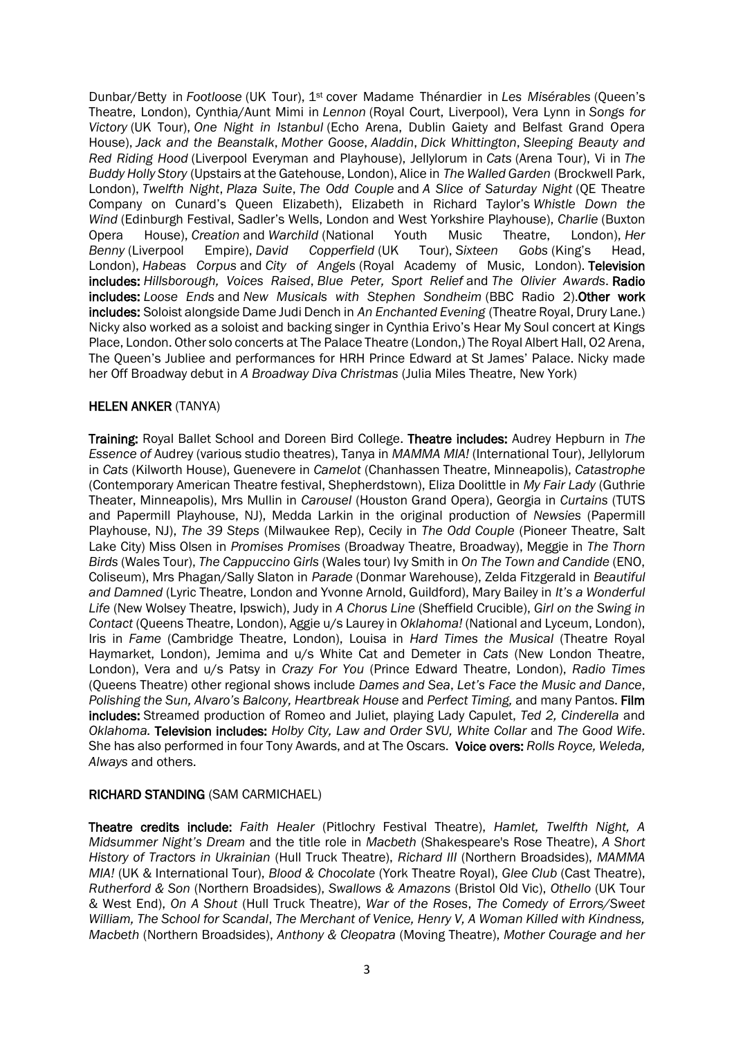Dunbar/Betty in *Footloose* (UK Tour), 1st cover Madame Thénardier in *Les Misérables* (Queen's Theatre, London), Cynthia/Aunt Mimi in *Lennon* (Royal Court, Liverpool), Vera Lynn in *Songs for Victory* (UK Tour), *One Night in Istanbul* (Echo Arena, Dublin Gaiety and Belfast Grand Opera House), *Jack and the Beanstalk*, *Mother Goose*, *Aladdin*, *Dick Whittington*, *Sleeping Beauty and Red Riding Hood* (Liverpool Everyman and Playhouse), Jellylorum in *Cats* (Arena Tour), Vi in *The Buddy Holly Story* (Upstairs at the Gatehouse, London), Alice in *The Walled Garden* (Brockwell Park, London), *Twelfth Night*, *Plaza Suite*, *The Odd Couple* and *A Slice of Saturday Night* (QE Theatre Company on Cunard's Queen Elizabeth), Elizabeth in Richard Taylor's *Whistle Down the Wind* (Edinburgh Festival, Sadler's Wells, London and West Yorkshire Playhouse), *Charlie* (Buxton Opera House), *Creation* and *Warchild* (National Youth Music Theatre, London), *Her Benny* (Liverpool Empire), *David Copperfield* (UK Tour), *Sixteen Gobs* (King's Head, London), *Habeas Corpus* and *City of Angels* (Royal Academy of Music, London). **Television includes:** *Hillsborough, Voices Raised*, *Blue Peter, Sport Relief* and *The Olivier Awards*. **Radio includes:** *Loose Ends* and *New Musicals with Stephen Sondheim* (BBC Radio 2).**Other work includes:** Soloist alongside Dame Judi Dench in *An Enchanted Evening* (Theatre Royal, Drury Lane.) Nicky also worked as a soloist and backing singer in Cynthia Erivo's Hear My Soul concert at Kings Place, London. Other solo concerts at The Palace Theatre (London,) The Royal Albert Hall, O2 Arena, The Queen's Jubliee and performances for HRH Prince Edward at St James' Palace. Nicky made her Off Broadway debut in *A Broadway Diva Christmas* (Julia Miles Theatre, New York)

**HELEN ANKER** (TANYA)

**Training:** Royal Ballet School and Doreen Bird College. **Theatre includes:** Audrey Hepburn in *The Essence of* Audrey (various studio theatres), Tanya in *MAMMA MIA!* (International Tour), Jellylorum in *Cats* (Kilworth House), Guenevere in *Camelot* (Chanhassen Theatre, Minneapolis), *Catastrophe* (Contemporary American Theatre festival, Shepherdstown), Eliza Doolittle in *My Fair Lady* (Guthrie Theater, Minneapolis), Mrs Mullin in *Carousel* (Houston Grand Opera), Georgia in *Curtains* (TUTS and Papermill Playhouse, NJ), Medda Larkin in the original production of *Newsies* (Papermill Playhouse, NJ), *The 39 Steps* (Milwaukee Rep), Cecily in *The Odd Couple* (Pioneer Theatre, Salt Lake City) Miss Olsen in *Promises Promises* (Broadway Theatre, Broadway), Meggie in *The Thorn Birds* (Wales Tour), *The Cappuccino Girls* (Wales tour) Ivy Smith in *On The Town and Candide* (ENO, Coliseum), Mrs Phagan/Sally Slaton in *Parade* (Donmar Warehouse), Zelda Fitzgerald in *Beautiful and Damned* (Lyric Theatre, London and Yvonne Arnold, Guildford), Mary Bailey in *It's a Wonderful Life* (New Wolsey Theatre, Ipswich), Judy in *A Chorus Line* (Sheffield Crucible), *Girl on the Swing in Contact* (Queens Theatre, London), Aggie u/s Laurey in *Oklahoma!* (National and Lyceum, London), Iris in *Fame* (Cambridge Theatre, London), Louisa in *Hard Times the Musical* (Theatre Royal Haymarket, London), Jemima and u/s White Cat and Demeter in *Cats* (New London Theatre, London), Vera and u/s Patsy in *Crazy For You* (Prince Edward Theatre, London), *Radio Times* (Queens Theatre) other regional shows include *Dames and Sea*, *Let's Face the Music and Dance*, *Polishing the Sun, Alvaro's Balcony, Heartbreak House* and *Perfect Timing,* and many Pantos. **Film includes:** Streamed production of Romeo and Juliet, playing Lady Capulet, *Ted 2, Cinderella* and *Oklahoma.* **Television includes:** *Holby City, Law and Order SVU, White Collar* and *The Good Wife*. She has also performed in four Tony Awards, and at The Oscars. **Voice overs:** *Rolls Royce, Weleda, Always* and others.

**RICHARD STANDING** (SAM CARMICHAEL)

**Theatre credits include:** *Faith Healer* (Pitlochry Festival Theatre), *Hamlet, Twelfth Night, A Midsummer Night's Dream* and the title role in *Macbeth* (Shakespeare's Rose Theatre), *A Short History of Tractors in Ukrainian* (Hull Truck Theatre), *Richard III* (Northern Broadsides), *MAMMA MIA!* (UK & International Tour), *Blood & Chocolate* (York Theatre Royal), *Glee Club* (Cast Theatre), *Rutherford & Son* (Northern Broadsides), *Swallows & Amazons* (Bristol Old Vic), *Othello* (UK Tour & West End), *On A Shout* (Hull Truck Theatre), *War of the Roses*, *The Comedy of Errors/Sweet William, The School for Scandal*, *The Merchant of Venice, Henry V, A Woman Killed with Kindness, Macbeth* (Northern Broadsides), *Anthony & Cleopatra* (Moving Theatre), *Mother Courage and her*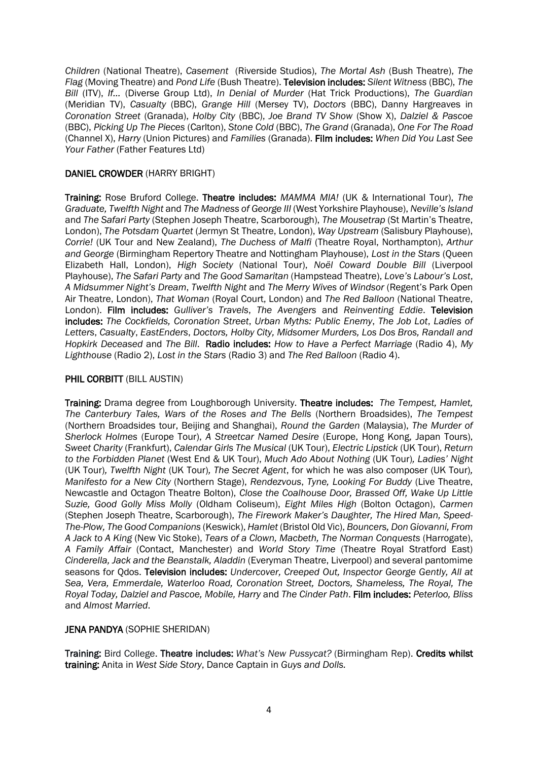*Children* (National Theatre), *Casement* (Riverside Studios), *The Mortal Ash* (Bush Theatre), *The Flag* (Moving Theatre) and *Pond Life* (Bush Theatre). **Television includes:** *Silent Witness* (BBC), *The Bill* (ITV), *If...* (Diverse Group Ltd), *In Denial of Murder* (Hat Trick Productions), *The Guardian* (Meridian TV), *Casualty* (BBC), *Grange Hill* (Mersey TV), *Doctors* (BBC), Danny Hargreaves in *Coronation Street* (Granada), *Holby City* (BBC), *Joe Brand TV Show* (Show X), *Dalziel & Pascoe* (BBC), *Picking Up The Pieces* (Carlton), *Stone Cold* (BBC), *The Grand* (Granada), *One For The Road* (Channel X), *Harry* (Union Pictures) and *Families* (Granada). **Film includes:** *When Did You Last See Your Father* (Father Features Ltd)

**DANIEL CROWDER** (HARRY BRIGHT)

**Training:** Rose Bruford College. **Theatre includes:** *MAMMA MIA!* (UK & International Tour), *The Graduate, Twelfth Night* and *The Madness of George III* (West Yorkshire Playhouse), *Neville's Island* and *The Safari Party* (Stephen Joseph Theatre, Scarborough), *The Mousetrap* (St Martin's Theatre, London), *The Potsdam Quartet* (Jermyn St Theatre, London), *Way Upstream* (Salisbury Playhouse), *Corrie!* (UK Tour and New Zealand), *The Duchess of Malfi* (Theatre Royal, Northampton), *Arthur and George* (Birmingham Repertory Theatre and Nottingham Playhouse), *Lost in the Stars* (Queen Elizabeth Hall, London), *High Society* (National Tour), *Noël Coward Double Bill* (Liverpool Playhouse), *The Safari Party* and *The Good Samaritan* (Hampstead Theatre), *Love's Labour's Lost*, *A Midsummer Night's Dream*, *Twelfth Night* and *The Merry Wives of Windsor* (Regent's Park Open Air Theatre, London), *That Woman* (Royal Court, London) and *The Red Balloon* (National Theatre, London). **Film includes:** *Gulliver's Travels*, *The Avengers* and *Reinventing Eddie*. **Television includes:** *The Cockfields, Coronation Street*, *Urban Myths: Public Enemy*, *The Job Lot*, *Ladies of Letters*, *Casualty*, *EastEnders*, *Doctors, Holby City, Midsomer Murders, Los Dos Bros, Randall and Hopkirk Deceased* and *The Bill*. **Radio includes:** *How to Have a Perfect Marriage* (Radio 4), *My Lighthouse* (Radio 2), *Lost in the Stars* (Radio 3) and *The Red Balloon* (Radio 4).

**PHIL CORBITT** (BILL AUSTIN)

**Training:** Drama degree from Loughborough University. **Theatre includes:** *The Tempest, Hamlet, The Canterbury Tales, Wars of the Roses and The Bells* (Northern Broadsides), *The Tempest* (Northern Broadsides tour, Beijing and Shanghai), *Round the Garden* (Malaysia), *The Murder of Sherlock Holmes* (Europe Tour), *A Streetcar Named Desire* (Europe, Hong Kong, Japan Tours), *Sweet Charity* (Frankfurt), *Calendar Girls The Musical* (UK Tour), *Electric Lipstick* (UK Tour), *Return to the Forbidden Planet* (West End & UK Tour), *Much Ado About Nothing* (UK Tour)*, Ladies' Night* (UK Tour)*, Twelfth Night* (UK Tour)*, The Secret Agent*, for which he was also composer (UK Tour)*, Manifesto for a New City* (Northern Stage), *Rendezvous*, *Tyne, Looking For Buddy* (Live Theatre, Newcastle and Octagon Theatre Bolton), *Close the Coalhouse Door, Brassed Off, Wake Up Little Suzie, Good Golly Miss Molly* (Oldham Coliseum), *Eight Miles High* (Bolton Octagon), *Carmen* (Stephen Joseph Theatre, Scarborough), *The Firework Maker's Daughter, The Hired Man, Speed-The-Plow, The Good Companions* (Keswick), *Hamlet* (Bristol Old Vic), *Bouncers, Don Giovanni, From A Jack to A King* (New Vic Stoke), *Tears of a Clown, Macbeth, The Norman Conquests* (Harrogate), *A Family Affair* (Contact, Manchester) and *World Story Time* (Theatre Royal Stratford East) *Cinderella, Jack and the Beanstalk, Aladdin* (Everyman Theatre, Liverpool) and several pantomime seasons for Qdos. **Television includes:** *Undercover, Creeped Out, Inspector George Gently, All at Sea, Vera, Emmerdale, Waterloo Road, Coronation Street, Doctors, Shameless, The Royal, The Royal Today, Dalziel and Pascoe, Mobile, Harry* and *The Cinder Path*. **Film includes:** *Peterloo, Bliss* and *Almost Married*.

**JENA PANDYA** (SOPHIE SHERIDAN)

**Training:** Bird College. **Theatre includes:** *What's New Pussycat?* (Birmingham Rep). **Credits whilst training:** Anita in *West Side Story*, Dance Captain in *Guys and Dolls.*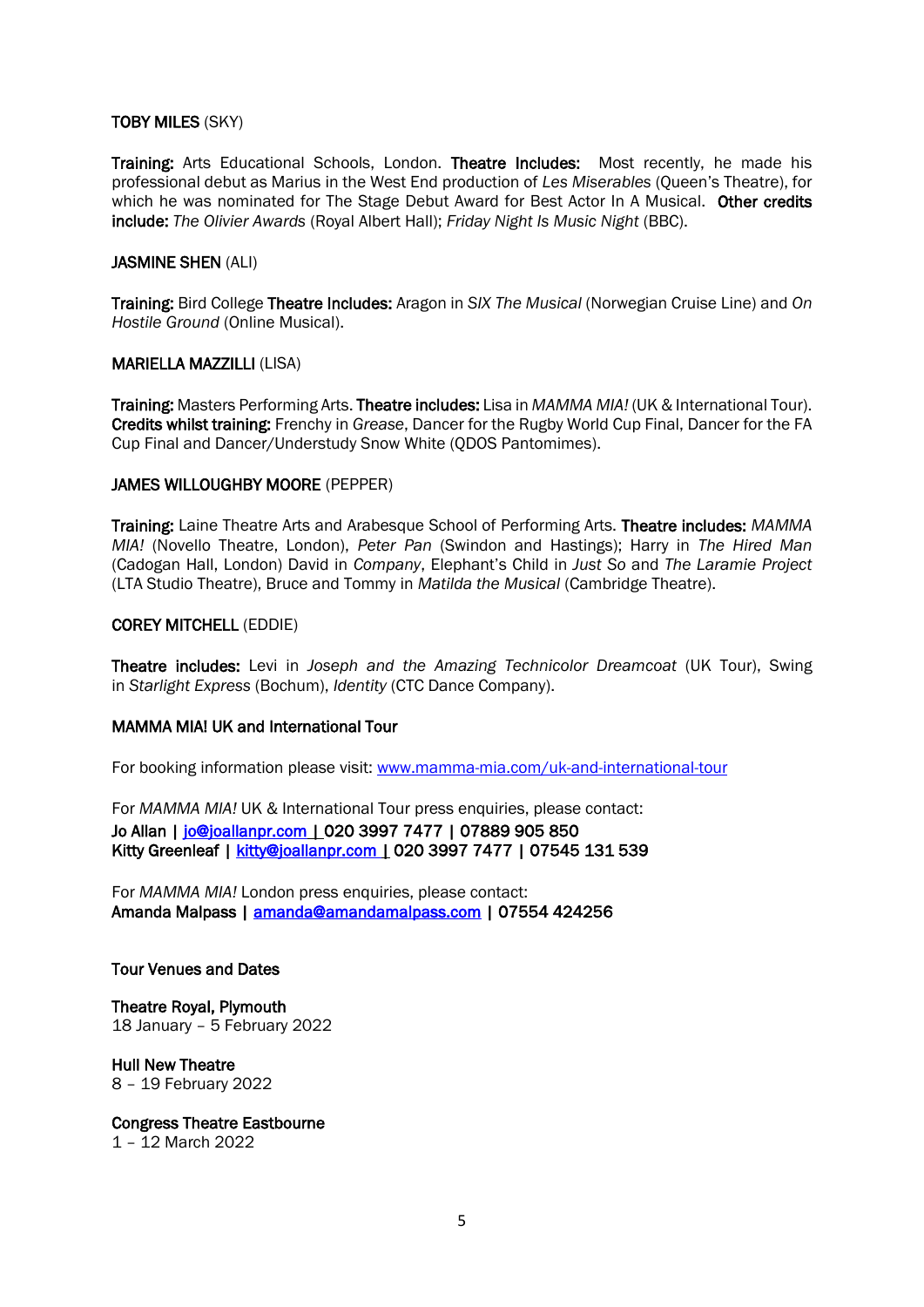**TOBY MILES** (SKY)

**Training:** Arts Educational Schools, London. **Theatre Includes:** Most recently, he made his professional debut as Marius in the West End production of *Les Miserables* (Queen's Theatre), for which he was nominated for The Stage Debut Award for Best Actor In A Musical. **Other credits include:** *The Olivier Awards* (Royal Albert Hall); *Friday Night Is Music Night* (BBC).

**JASMINE SHEN** (ALI)

**Training:** Bird College **Theatre Includes:** Aragon in *SIX The Musical* (Norwegian Cruise Line) and *On Hostile Ground* (Online Musical).

**MARIELLA MAZZILLI** (LISA)

**Training:** Masters Performing Arts. **Theatre includes:** Lisa in *MAMMA MIA!* (UK & International Tour). **Credits whilst training:** Frenchy in *Grease*, Dancer for the Rugby World Cup Final, Dancer for the FA Cup Final and Dancer/Understudy Snow White (QDOS Pantomimes).

**JAMES WILLOUGHBY MOORE** (PEPPER)

**Training:** Laine Theatre Arts and Arabesque School of Performing Arts. **Theatre includes:** *MAMMA MIA!* (Novello Theatre, London), *Peter Pan* (Swindon and Hastings); Harry in *The Hired Man* (Cadogan Hall, London) David in *Company*, Elephant's Child in *Just So* and *The Laramie Project* (LTA Studio Theatre), Bruce and Tommy in *Matilda the Musical* (Cambridge Theatre).

**COREY MITCHELL** (EDDIE)

**Theatre includes:** Levi in *Joseph and the Amazing Technicolor Dreamcoat* (UK Tour), Swing in *Starlight Express* (Bochum), *Identity* (CTC Dance Company).

**MAMMA MIA! UK and International Tour**

For booking information please visit: www.mamma-mia.com/uk-and-international-tour

For *MAMMA MIA!* UK & International Tour press enquiries, please contact:
**Jo Allan | jo@joallanpr.com | 020 3997 7477 | 07889 905 850**
**Kitty Greenleaf | kitty@joallanpr.com | 020 3997 7477 | 07545 131 539**

For *MAMMA MIA!* London press enquiries, please contact:
**Amanda Malpass | amanda@amandamalpass.com | 07554 424256**

**Tour Venues and Dates**

**Theatre Royal, Plymouth**
18 January – 5 February 2022

**Hull New Theatre**
8 – 19 February 2022

**Congress Theatre Eastbourne**
1 – 12 March 2022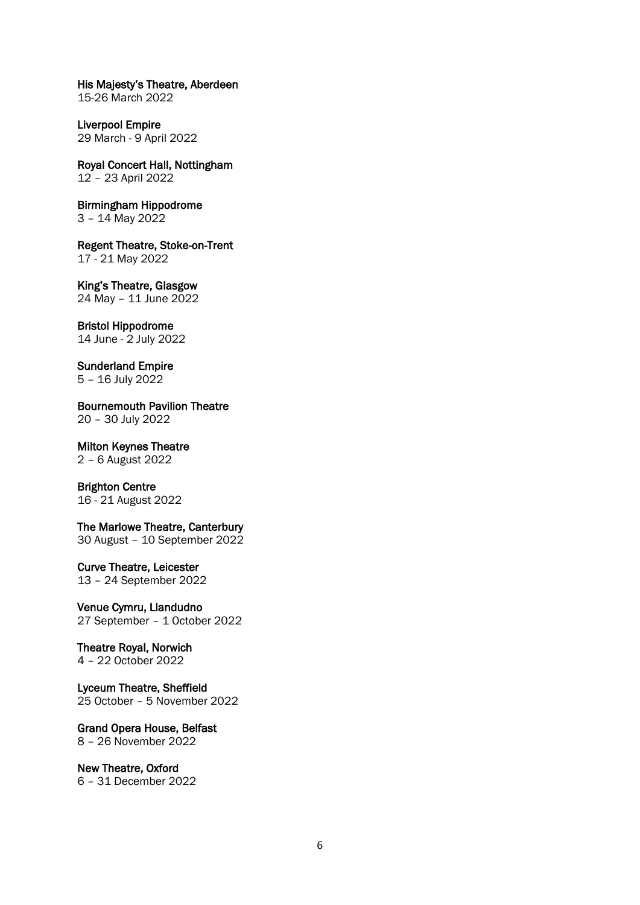**His Majesty's Theatre, Aberdeen**
15-26 March 2022

**Liverpool Empire**
29 March - 9 April 2022

**Royal Concert Hall, Nottingham**
12 – 23 April 2022

**Birmingham Hippodrome**
3 – 14 May 2022

**Regent Theatre, Stoke-on-Trent**
17 - 21 May 2022

**King's Theatre, Glasgow**
24 May – 11 June 2022

**Bristol Hippodrome**
14 June - 2 July 2022

**Sunderland Empire**
5 – 16 July 2022

**Bournemouth Pavilion Theatre**
20 – 30 July 2022

**Milton Keynes Theatre**
2 – 6 August 2022

**Brighton Centre**
16 - 21 August 2022

**The Marlowe Theatre, Canterbury**
30 August – 10 September 2022

**Curve Theatre, Leicester**
13 – 24 September 2022

**Venue Cymru, Llandudno**
27 September – 1 October 2022

**Theatre Royal, Norwich**
4 – 22 October 2022

**Lyceum Theatre, Sheffield**
25 October – 5 November 2022

**Grand Opera House, Belfast**
8 – 26 November 2022

**New Theatre, Oxford**
6 – 31 December 2022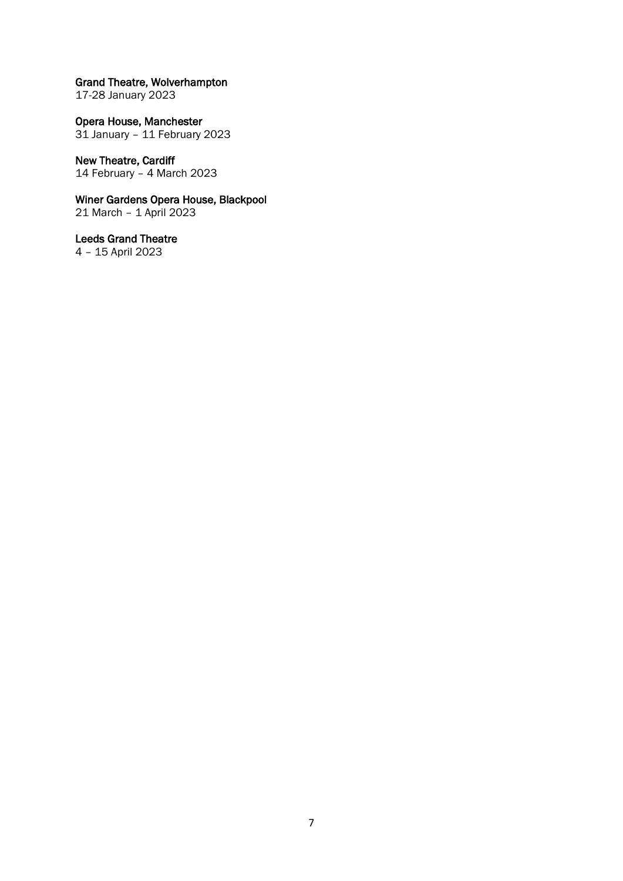**Grand Theatre, Wolverhampton**
17-28 January 2023

**Opera House, Manchester**
31 January – 11 February 2023

**New Theatre, Cardiff**
14 February – 4 March 2023

**Winer Gardens Opera House, Blackpool**
21 March – 1 April 2023

**Leeds Grand Theatre**
4 – 15 April 2023